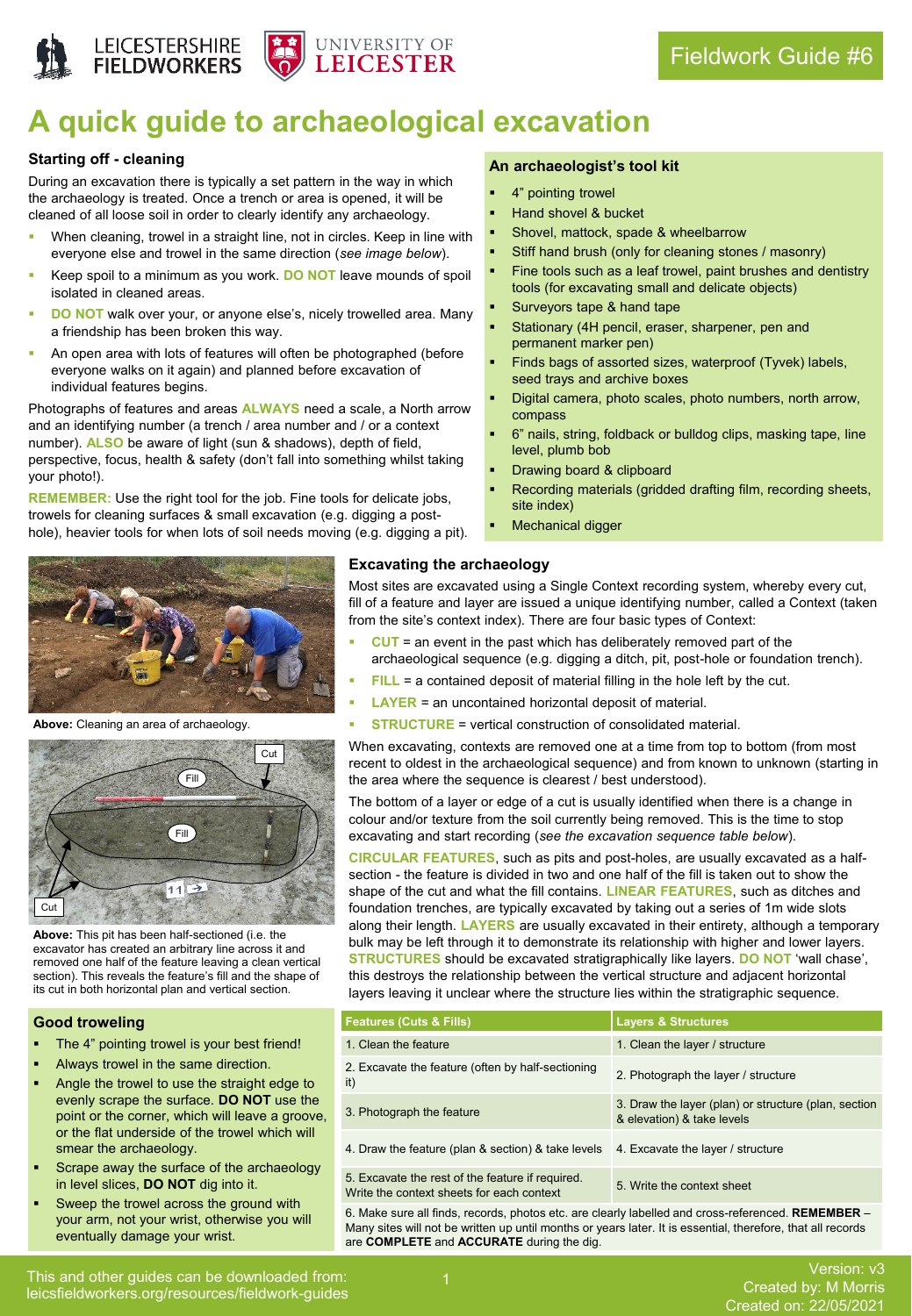Fieldwork Guide #6

# A quick guide to archaeological excavation

## Starting off - cleaning

During an excavation there is typically a set pattern in the way in which the archaeology is treated. Once a trench or area is opened, it will be cleaned of all loose soil in order to clearly identify any archaeology.

- When cleaning, trowel in a straight line, not in circles. Keep in line with everyone else and trowel in the same direction (*see image below*).
- Keep spoil to a minimum as you work. **DO NOT** leave mounds of spoil isolated in cleaned areas.
- **DO NOT** walk over your, or anyone else's, nicely trowelled area. Many a friendship has been broken this way.
- An open area with lots of features will often be photographed (before everyone walks on it again) and planned before excavation of individual features begins.

Photographs of features and areas **ALWAYS** need a scale, a North arrow and an identifying number (a trench / area number and / or a context number). **ALSO** be aware of light (sun & shadows), depth of field, perspective, focus, health & safety (don't fall into something whilst taking your photo!).

**REMEMBER:** Use the right tool for the job. Fine tools for delicate jobs, trowels for cleaning surfaces & small excavation (e.g. digging a post-hole), heavier tools for when lots of soil needs moving (e.g. digging a pit).

## An archaeologist's tool kit

- 4" pointing trowel
- Hand shovel & bucket
- Shovel, mattock, spade & wheelbarrow
- Stiff hand brush (only for cleaning stones / masonry)
- Fine tools such as a leaf trowel, paint brushes and dentistry tools (for excavating small and delicate objects)
- Surveyors tape & hand tape
- Stationary (4H pencil, eraser, sharpener, pen and permanent marker pen)
- Finds bags of assorted sizes, waterproof (Tyvek) labels, seed trays and archive boxes
- Digital camera, photo scales, photo numbers, north arrow, compass
- 6" nails, string, foldback or bulldog clips, masking tape, line level, plumb bob
- Drawing board & clipboard
- Recording materials (gridded drafting film, recording sheets, site index)
- Mechanical digger

**Above:** Cleaning an area of archaeology.

**Above:** This pit has been half-sectioned (i.e. the excavator has created an arbitrary line across it and removed one half of the feature leaving a clean vertical section). This reveals the feature's fill and the shape of its cut in both horizontal plan and vertical section.

## Good troweling

- The 4" pointing trowel is your best friend!
- Always trowel in the same direction.
- Angle the trowel to use the straight edge to evenly scrape the surface. **DO NOT** use the point or the corner, which will leave a groove, or the flat underside of the trowel which will smear the archaeology.
- Scrape away the surface of the archaeology in level slices, **DO NOT** dig into it.
- Sweep the trowel across the ground with your arm, not your wrist, otherwise you will eventually damage your wrist.

## Excavating the archaeology

Most sites are excavated using a Single Context recording system, whereby every cut, fill of a feature and layer are issued a unique identifying number, called a Context (taken from the site's context index). There are four basic types of Context:

- **CUT** = an event in the past which has deliberately removed part of the archaeological sequence (e.g. digging a ditch, pit, post-hole or foundation trench).
- **FILL** = a contained deposit of material filling in the hole left by the cut.
- **LAYER** = an uncontained horizontal deposit of material.
- **STRUCTURE** = vertical construction of consolidated material.

When excavating, contexts are removed one at a time from top to bottom (from most recent to oldest in the archaeological sequence) and from known to unknown (starting in the area where the sequence is clearest / best understood).

The bottom of a layer or edge of a cut is usually identified when there is a change in colour and/or texture from the soil currently being removed. This is the time to stop excavating and start recording (*see the excavation sequence table below*).

**CIRCULAR FEATURES**, such as pits and post-holes, are usually excavated as a half-section - the feature is divided in two and one half of the fill is taken out to show the shape of the cut and what the fill contains. **LINEAR FEATURES**, such as ditches and foundation trenches, are typically excavated by taking out a series of 1m wide slots along their length. **LAYERS** are usually excavated in their entirety, although a temporary bulk may be left through it to demonstrate its relationship with higher and lower layers. **STRUCTURES** should be excavated stratigraphically like layers. **DO NOT** 'wall chase', this destroys the relationship between the vertical structure and adjacent horizontal layers leaving it unclear where the structure lies within the stratigraphic sequence.

| Features (Cuts & Fills) | Layers & Structures |
|---|---|
| 1. Clean the feature | 1. Clean the layer / structure |
| 2. Excavate the feature (often by half-sectioning it) | 2. Photograph the layer / structure |
| 3. Photograph the feature | 3. Draw the layer (plan) or structure (plan, section & elevation) & take levels |
| 4. Draw the feature (plan & section) & take levels | 4. Excavate the layer / structure |
| 5. Excavate the rest of the feature if required. Write the context sheets for each context | 5. Write the context sheet |
| 6. Make sure all finds, records, photos etc. are clearly labelled and cross-referenced. **REMEMBER** – Many sites will not be written up until months or years later. It is essential, therefore, that all records are **COMPLETE** and **ACCURATE** during the dig. | |

This and other guides can be downloaded from: leicsfieldworkers.org/resources/fieldwork-guides

Version: v3
Created by: M Morris
Created on: 22/05/2021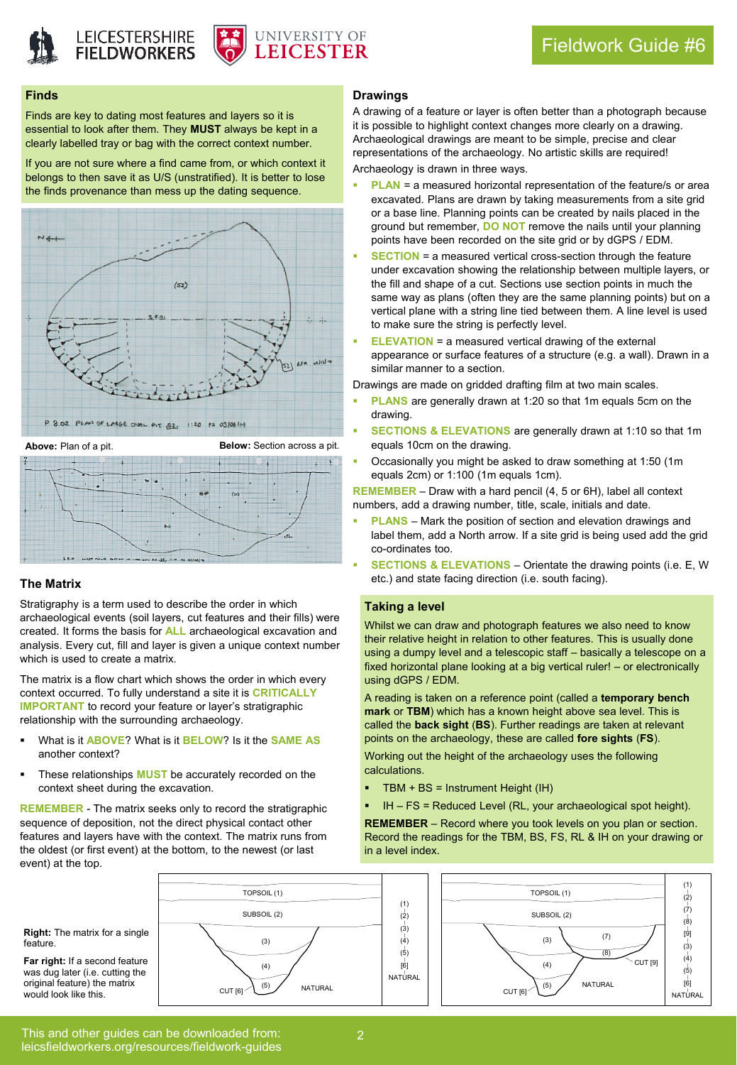Fieldwork Guide #6

## Finds

Finds are key to dating most features and layers so it is essential to look after them. They **MUST** always be kept in a clearly labelled tray or bag with the correct context number.

If you are not sure where a find came from, or which context it belongs to then save it as U/S (unstratified). It is better to lose the finds provenance than mess up the dating sequence.

**Above:** Plan of a pit.

**Below:** Section across a pit.

## The Matrix

Stratigraphy is a term used to describe the order in which archaeological events (soil layers, cut features and their fills) were created. It forms the basis for **ALL** archaeological excavation and analysis. Every cut, fill and layer is given a unique context number which is used to create a matrix.

The matrix is a flow chart which shows the order in which every context occurred. To fully understand a site it is **CRITICALLY IMPORTANT** to record your feature or layer's stratigraphic relationship with the surrounding archaeology.

- What is it **ABOVE**? What is it **BELOW**? Is it the **SAME AS** another context?
- These relationships **MUST** be accurately recorded on the context sheet during the excavation.

**REMEMBER** - The matrix seeks only to record the stratigraphic sequence of deposition, not the direct physical contact other features and layers have with the context. The matrix runs from the oldest (or first event) at the bottom, to the newest (or last event) at the top.

## Drawings

A drawing of a feature or layer is often better than a photograph because it is possible to highlight context changes more clearly on a drawing. Archaeological drawings are meant to be simple, precise and clear representations of the archaeology. No artistic skills are required!

Archaeology is drawn in three ways.

- **PLAN** = a measured horizontal representation of the feature/s or area excavated. Plans are drawn by taking measurements from a site grid or a base line. Planning points can be created by nails placed in the ground but remember, **DO NOT** remove the nails until your planning points have been recorded on the site grid or by dGPS / EDM.
- **SECTION** = a measured vertical cross-section through the feature under excavation showing the relationship between multiple layers, or the fill and shape of a cut. Sections use section points in much the same way as plans (often they are the same planning points) but on a vertical plane with a string line tied between them. A line level is used to make sure the string is perfectly level.
- **ELEVATION** = a measured vertical drawing of the external appearance or surface features of a structure (e.g. a wall). Drawn in a similar manner to a section.

Drawings are made on gridded drafting film at two main scales.

- **PLANS** are generally drawn at 1:20 so that 1m equals 5cm on the drawing.
- **SECTIONS & ELEVATIONS** are generally drawn at 1:10 so that 1m equals 10cm on the drawing.
- Occasionally you might be asked to draw something at 1:50 (1m equals 2cm) or 1:100 (1m equals 1cm).

**REMEMBER** – Draw with a hard pencil (4, 5 or 6H), label all context numbers, add a drawing number, title, scale, initials and date.

- **PLANS** – Mark the position of section and elevation drawings and label them, add a North arrow. If a site grid is being used add the grid co-ordinates too.
- **SECTIONS & ELEVATIONS** – Orientate the drawing points (i.e. E, W etc.) and state facing direction (i.e. south facing).

## Taking a level

Whilst we can draw and photograph features we also need to know their relative height in relation to other features. This is usually done using a dumpy level and a telescopic staff – basically a telescope on a fixed horizontal plane looking at a big vertical ruler! – or electronically using dGPS / EDM.

A reading is taken on a reference point (called a **temporary bench mark** or **TBM**) which has a known height above sea level. This is called the **back sight** (**BS**). Further readings are taken at relevant points on the archaeology, these are called **fore sights** (**FS**).

Working out the height of the archaeology uses the following calculations.

- TBM + BS = Instrument Height (IH)
- IH – FS = Reduced Level (RL, your archaeological spot height).

**REMEMBER** – Record where you took levels on you plan or section. Record the readings for the TBM, BS, FS, RL & IH on your drawing or in a level index.

**Right:** The matrix for a single feature.

**Far right:** If a second feature was dug later (i.e. cutting the original feature) the matrix would look like this.

TOPSOIL (1)
SUBSOIL (2)
(3)
(4)
(5)
CUT [6]
NATURAL

(1) | (2) | (3) | (4) | (5) | [6] | NATURAL

TOPSOIL (1)
SUBSOIL (2)
(3)
(7)
(8)
(4)
(5)
CUT [9]
CUT [6]
NATURAL

(1) | (2) | (7) | (8) | [9] | (3) | (4) | (5) | [6] | NATURAL

This and other guides can be downloaded from:
leicsfieldworkers.org/resources/fieldwork-guides